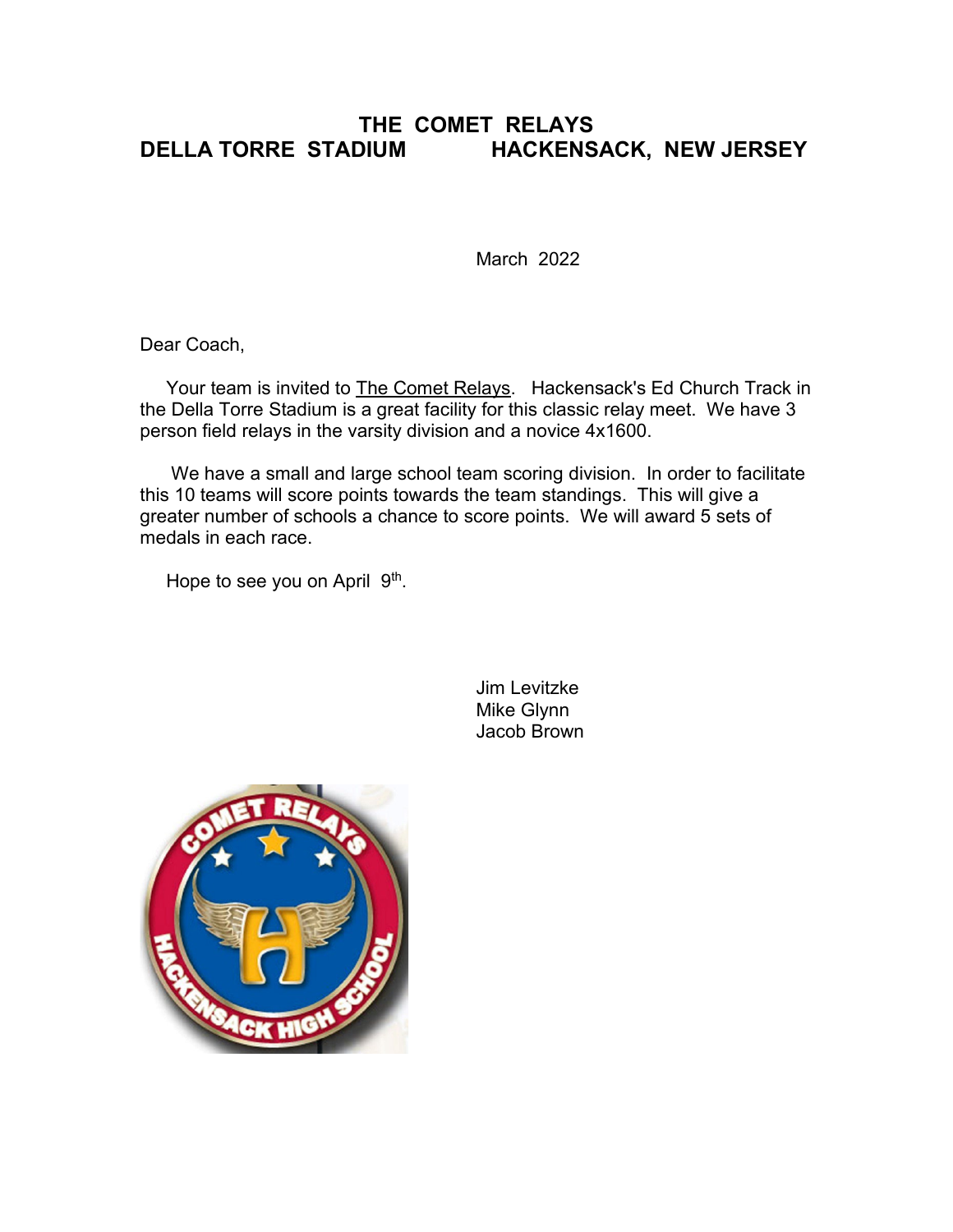# THE COMET RELAYS

## DELLA TORRE STADIUM HACKENSACK, NEW JERSEY

March 2022

Dear Coach,

Your team is invited to The Comet Relays. Hackensack's Ed Church Track in the Della Torre Stadium is a great facility for this classic relay meet. We have 3 person field relays in the varsity division and a novice 4x1600.

We have a small and large school team scoring division. In order to facilitate this 10 teams will score points towards the team standings. This will give a greater number of schools a chance to score points. We will award 5 sets of medals in each race.

Hope to see you on April 9th.

Jim Levitzke
Mike Glynn
Jacob Brown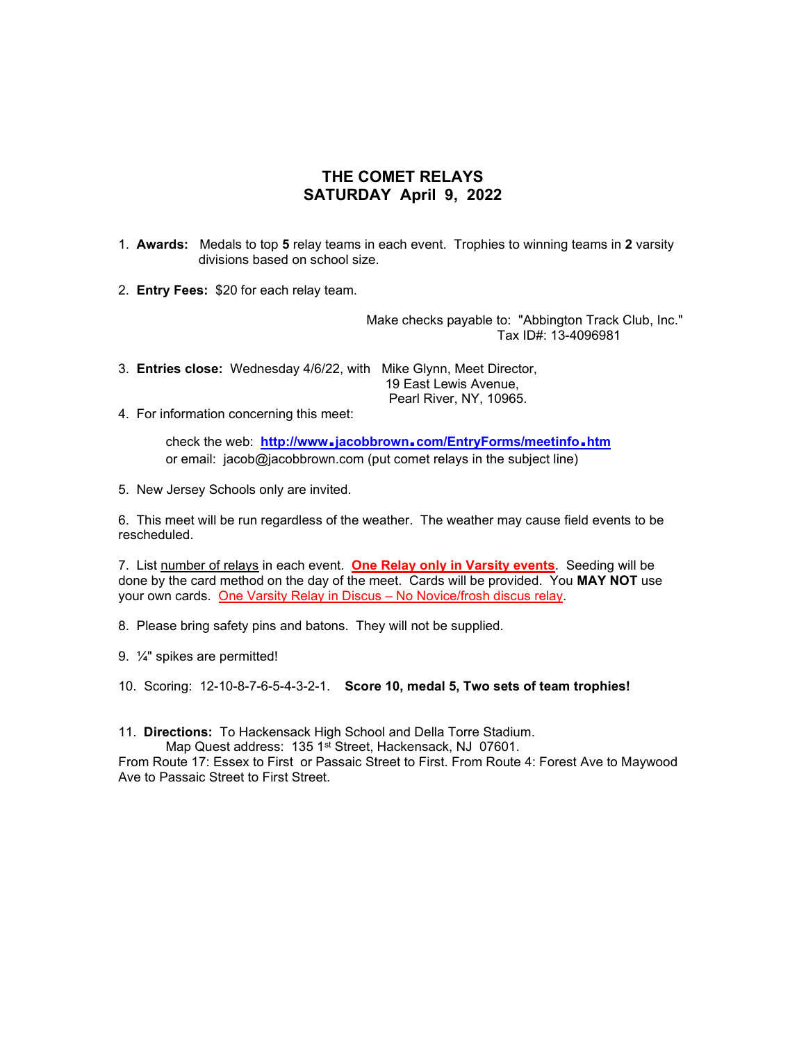# THE COMET RELAYS
## SATURDAY April 9, 2022

1. **Awards:** Medals to top **5** relay teams in each event. Trophies to winning teams in **2** varsity divisions based on school size.

2. **Entry Fees:** $20 for each relay team.

   Make checks payable to: "Abington Track Club, Inc."
   Tax ID#: 13-4096981

3. **Entries close:** Wednesday 4/6/22, with Mike Glynn, Meet Director,
   19 East Lewis Avenue,
   Pearl River, NY, 10965.

4. For information concerning this meet:

   check the web: **http://www.jacobbrown.com/EntryForms/meetinfo.htm**
   or email: jacob@jacobbrown.com (put comet relays in the subject line)

5. New Jersey Schools only are invited.

6. This meet will be run regardless of the weather. The weather may cause field events to be rescheduled.

7. List number of relays in each event. **One Relay only in Varsity events**. Seeding will be done by the card method on the day of the meet. Cards will be provided. You **MAY NOT** use your own cards. One Varsity Relay in Discus – No Novice/frosh discus relay.

8. Please bring safety pins and batons. They will not be supplied.

9. ¼" spikes are permitted!

10. Scoring: 12-10-8-7-6-5-4-3-2-1. **Score 10, medal 5, Two sets of team trophies!**

11. **Directions:** To Hackensack High School and Della Torre Stadium.
    Map Quest address: 135 1st Street, Hackensack, NJ 07601.
    From Route 17: Essex to First or Passaic Street to First. From Route 4: Forest Ave to Maywood Ave to Passaic Street to First Street.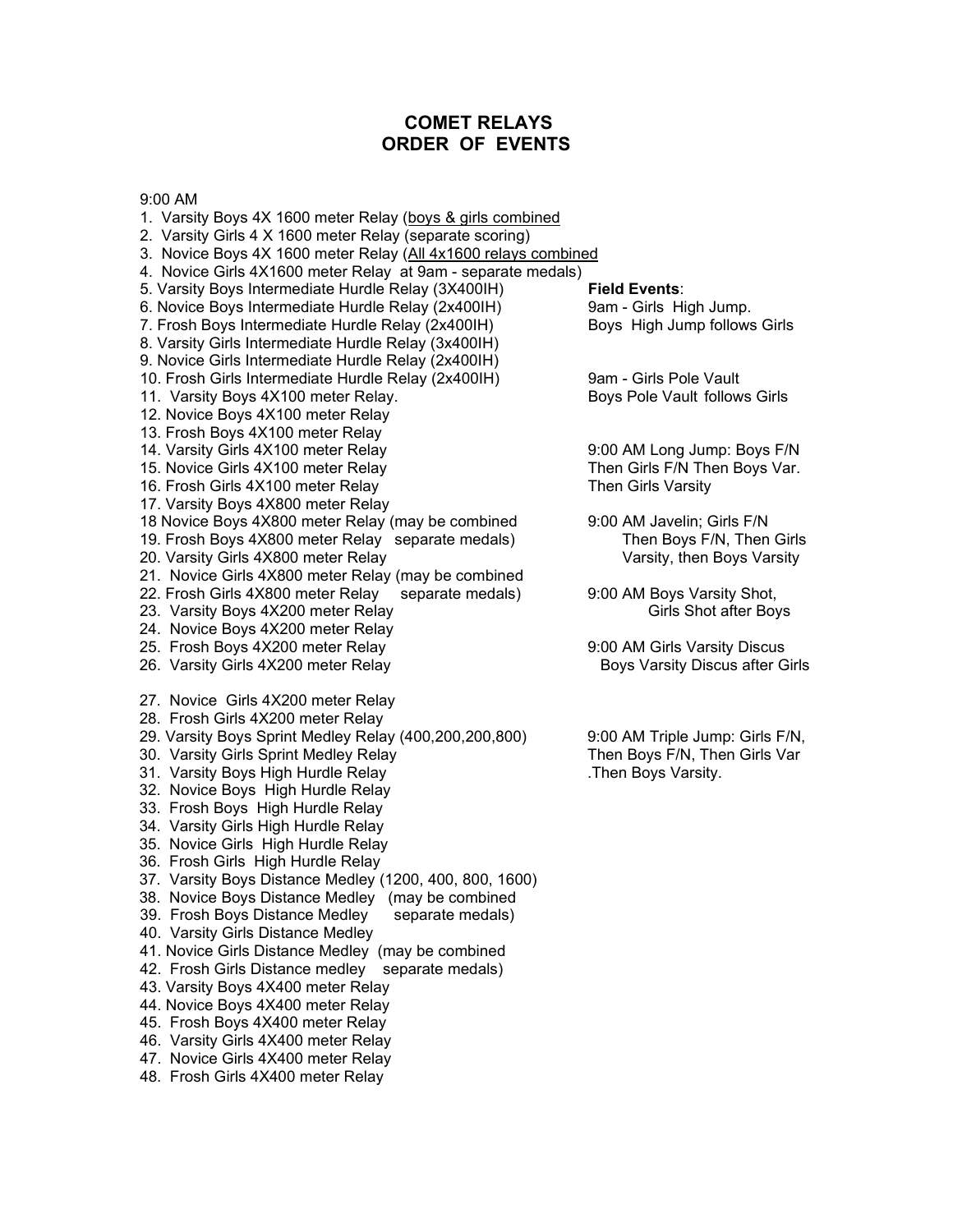# COMET RELAYS
# ORDER OF EVENTS

9:00 AM

1. Varsity Boys 4X 1600 meter Relay (boys & girls combined
2. Varsity Girls 4 X 1600 meter Relay (separate scoring)
3. Novice Boys 4X 1600 meter Relay (All 4x1600 relays combined
4. Novice Girls 4X1600 meter Relay at 9am - separate medals)
5. Varsity Boys Intermediate Hurdle Relay (3X400IH)
6. Novice Boys Intermediate Hurdle Relay (2x400IH)
7. Frosh Boys Intermediate Hurdle Relay (2x400IH)
8. Varsity Girls Intermediate Hurdle Relay (3x400IH)
9. Novice Girls Intermediate Hurdle Relay (2x400IH)
10. Frosh Girls Intermediate Hurdle Relay (2x400IH)
11. Varsity Boys 4X100 meter Relay.
12. Novice Boys 4X100 meter Relay
13. Frosh Boys 4X100 meter Relay
14. Varsity Girls 4X100 meter Relay
15. Novice Girls 4X100 meter Relay
16. Frosh Girls 4X100 meter Relay
17. Varsity Boys 4X800 meter Relay
18 Novice Boys 4X800 meter Relay (may be combined
19. Frosh Boys 4X800 meter Relay separate medals)
20. Varsity Girls 4X800 meter Relay
21. Novice Girls 4X800 meter Relay (may be combined
22. Frosh Girls 4X800 meter Relay separate medals)
23. Varsity Boys 4X200 meter Relay
24. Novice Boys 4X200 meter Relay
25. Frosh Boys 4X200 meter Relay
26. Varsity Girls 4X200 meter Relay
27. Novice Girls 4X200 meter Relay
28. Frosh Girls 4X200 meter Relay
29. Varsity Boys Sprint Medley Relay (400,200,200,800)
30. Varsity Girls Sprint Medley Relay
31. Varsity Boys High Hurdle Relay
32. Novice Boys High Hurdle Relay
33. Frosh Boys High Hurdle Relay
34. Varsity Girls High Hurdle Relay
35. Novice Girls High Hurdle Relay
36. Frosh Girls High Hurdle Relay
37. Varsity Boys Distance Medley (1200, 400, 800, 1600)
38. Novice Boys Distance Medley (may be combined
39. Frosh Boys Distance Medley separate medals)
40. Varsity Girls Distance Medley
41. Novice Girls Distance Medley (may be combined
42. Frosh Girls Distance medley separate medals)
43. Varsity Boys 4X400 meter Relay
44. Novice Boys 4X400 meter Relay
45. Frosh Boys 4X400 meter Relay
46. Varsity Girls 4X400 meter Relay
47. Novice Girls 4X400 meter Relay
48. Frosh Girls 4X400 meter Relay

**Field Events**:

9am - Girls High Jump.
Boys High Jump follows Girls

9am - Girls Pole Vault
Boys Pole Vault follows Girls

9:00 AM Long Jump: Boys F/N
Then Girls F/N Then Boys Var.
Then Girls Varsity

9:00 AM Javelin; Girls F/N
Then Boys F/N, Then Girls
Varsity, then Boys Varsity

9:00 AM Boys Varsity Shot,
Girls Shot after Boys

9:00 AM Girls Varsity Discus
Boys Varsity Discus after Girls

9:00 AM Triple Jump: Girls F/N,
Then Boys F/N, Then Girls Var
.Then Boys Varsity.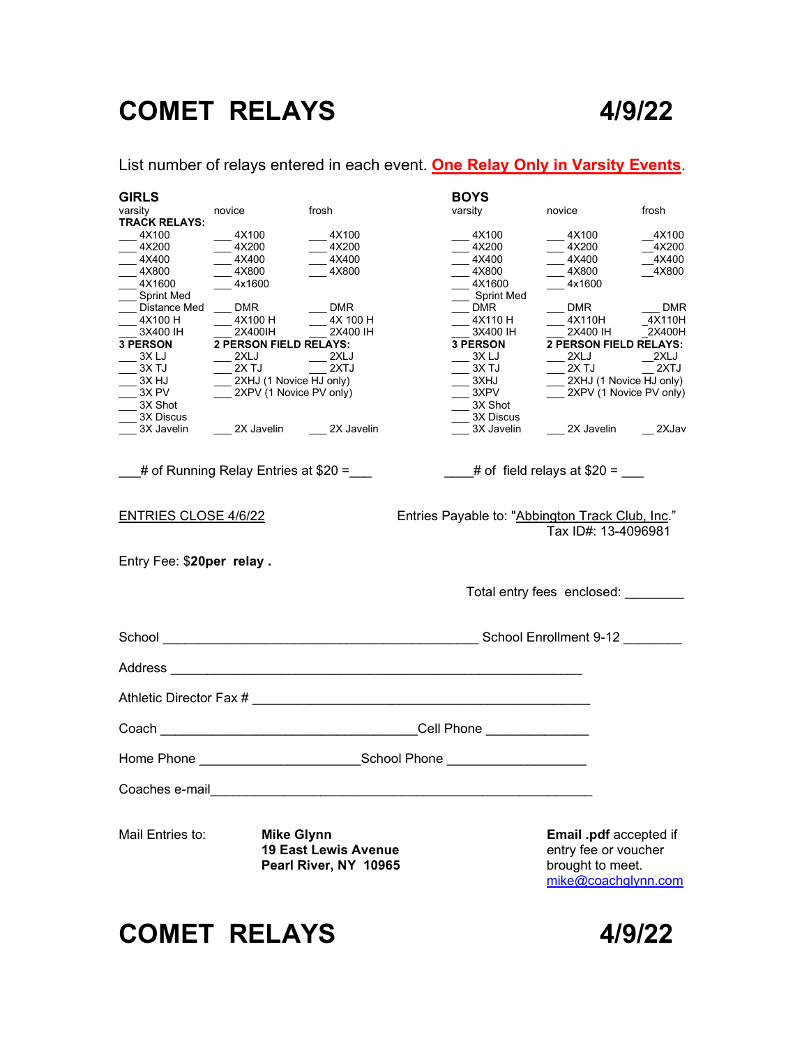# COMET RELAYS 4/9/22

List number of relays entered in each event. **One Relay Only in Varsity Events**.

## GIRLS

| varsity | novice | frosh |
|---|---|---|
| **TRACK RELAYS:** | | |
| ___ 4X100 | ___ 4X100 | ___ 4X100 |
| ___ 4X200 | ___ 4X200 | ___ 4X200 |
| ___ 4X400 | ___ 4X400 | ___ 4X400 |
| ___ 4X800 | ___ 4X800 | ___ 4X800 |
| ___ 4X1600 | ___ 4x1600 | |
| ___ Sprint Med | | |
| ___ Distance Med | ___ DMR | ___ DMR |
| ___ 4X100 H | ___ 4X100 H | ___ 4X 100 H |
| ___ 3X400 IH | ___ 2X400IH | ___ 2X400 IH |
| **3 PERSON** | **2 PERSON FIELD RELAYS:** | |
| ___ 3X LJ | ___ 2XLJ | ___ 2XLJ |
| ___ 3X TJ | ___ 2X TJ | ___ 2XTJ |
| ___ 3X HJ | ___ 2XHJ (1 Novice HJ only) | |
| ___ 3X PV | ___ 2XPV (1 Novice PV only) | |
| ___ 3X Shot | | |
| ___ 3X Discus | | |
| ___ 3X Javelin | ___ 2X Javelin | ___ 2X Javelin |

## BOYS

| varsity | novice | frosh |
|---|---|---|
| ___ 4X100 | ___ 4X100 | __4X100 |
| ___ 4X200 | ___ 4X200 | __4X200 |
| ___ 4X400 | ___ 4X400 | __4X400 |
| ___ 4X800 | ___ 4X800 | __4X800 |
| ___ 4X1600 | ___ 4x1600 | |
| ___ Sprint Med | | |
| ___ DMR | ___ DMR | ___ DMR |
| ___ 4X110 H | ___ 4X110H | __4X110H |
| ___ 3X400 IH | ___ 2X400 IH | __2X400H |
| **3 PERSON** | **2 PERSON FIELD RELAYS:** | |
| ___ 3X LJ | ___ 2XLJ | __2XLJ |
| ___ 3X TJ | ___ 2X TJ | __2XTJ |
| ___ 3XHJ | ___ 2XHJ (1 Novice HJ only) | |
| ___ 3XPV | ___ 2XPV (1 Novice PV only) | |
| ___ 3X Shot | | |
| ___ 3X Discus | | |
| ___ 3X Javelin | ___ 2X Javelin | __ 2XJav |

___# of Running Relay Entries at $20 =___ ____# of field relays at $20 = ___

ENTRIES CLOSE 4/6/22

Entries Payable to: "Abbington Track Club, Inc."
Tax ID#: 13-4096981

Entry Fee: $**20per relay .**

Total entry fees enclosed: ________

School ___________________________________________ School Enrollment 9-12 ________

Address ________________________________________________________

Athletic Director Fax # ______________________________________________

Coach ___________________________________Cell Phone _____________

Home Phone _____________________School Phone ___________________

Coaches e-mail___________________________________________________

Mail Entries to:
**Mike Glynn**
**19 East Lewis Avenue**
**Pearl River, NY 10965**

**Email .pdf** accepted if entry fee or voucher brought to meet.
mike@coachglynn.com

# COMET RELAYS 4/9/22